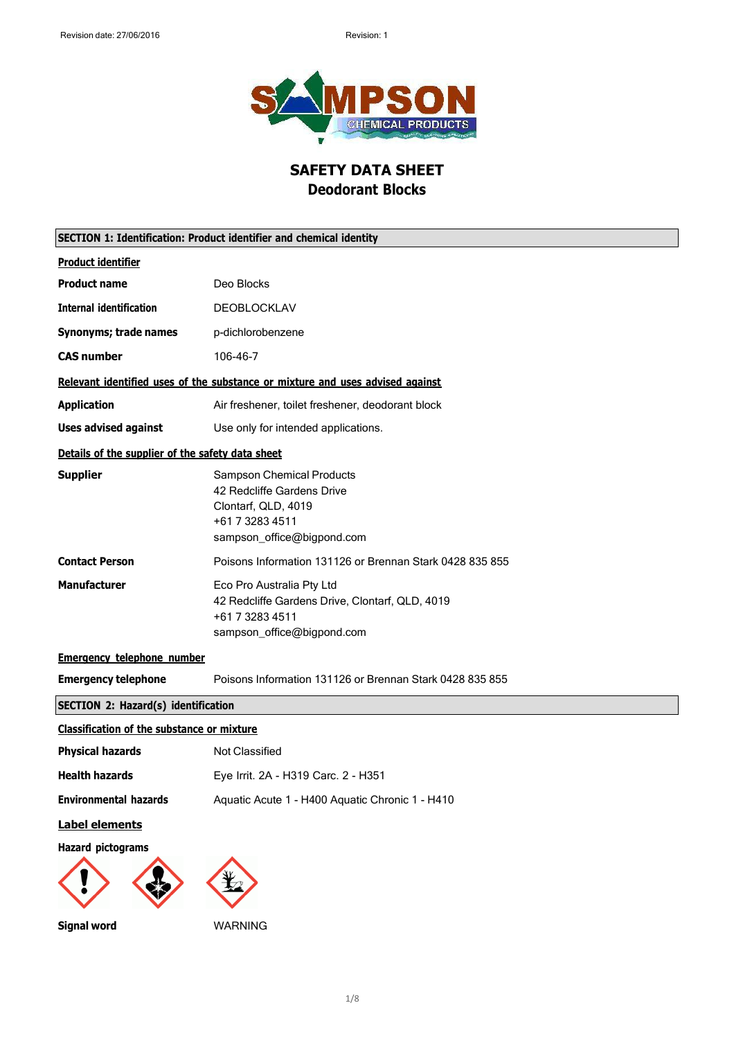Revision date: 27/06/2016 Revision: 1

# SAFETY DATA SHEET
## Deodorant Blocks

### SECTION 1: Identification: Product identifier and chemical identity

**Product identifier**

**Product name** Deo Blocks

**Internal identification** DEOBLOCKLAV

**Synonyms; trade names** p-dichlorobenzene

**CAS number** 106-46-7

**Relevant identified uses of the substance or mixture and uses advised against**

**Application** Air freshener, toilet freshener, deodorant block

**Uses advised against** Use only for intended applications.

**Details of the supplier of the safety data sheet**

**Supplier** Sampson Chemical Products
42 Redcliffe Gardens Drive
Clontarf, QLD, 4019
+61 7 3283 4511
sampson_office@bigpond.com

**Contact Person** Poisons Information 131126 or Brennan Stark 0428 835 855

**Manufacturer** Eco Pro Australia Pty Ltd
42 Redcliffe Gardens Drive, Clontarf, QLD, 4019
+61 7 3283 4511
sampson_office@bigpond.com

**Emergency telephone number**

**Emergency telephone** Poisons Information 131126 or Brennan Stark 0428 835 855

### SECTION 2: Hazard(s) identification

**Classification of the substance or mixture**

**Physical hazards** Not Classified

**Health hazards** Eye Irrit. 2A - H319 Carc. 2 - H351

**Environmental hazards** Aquatic Acute 1 - H400 Aquatic Chronic 1 - H410

**Label elements**

**Hazard pictograms**

**Signal word** WARNING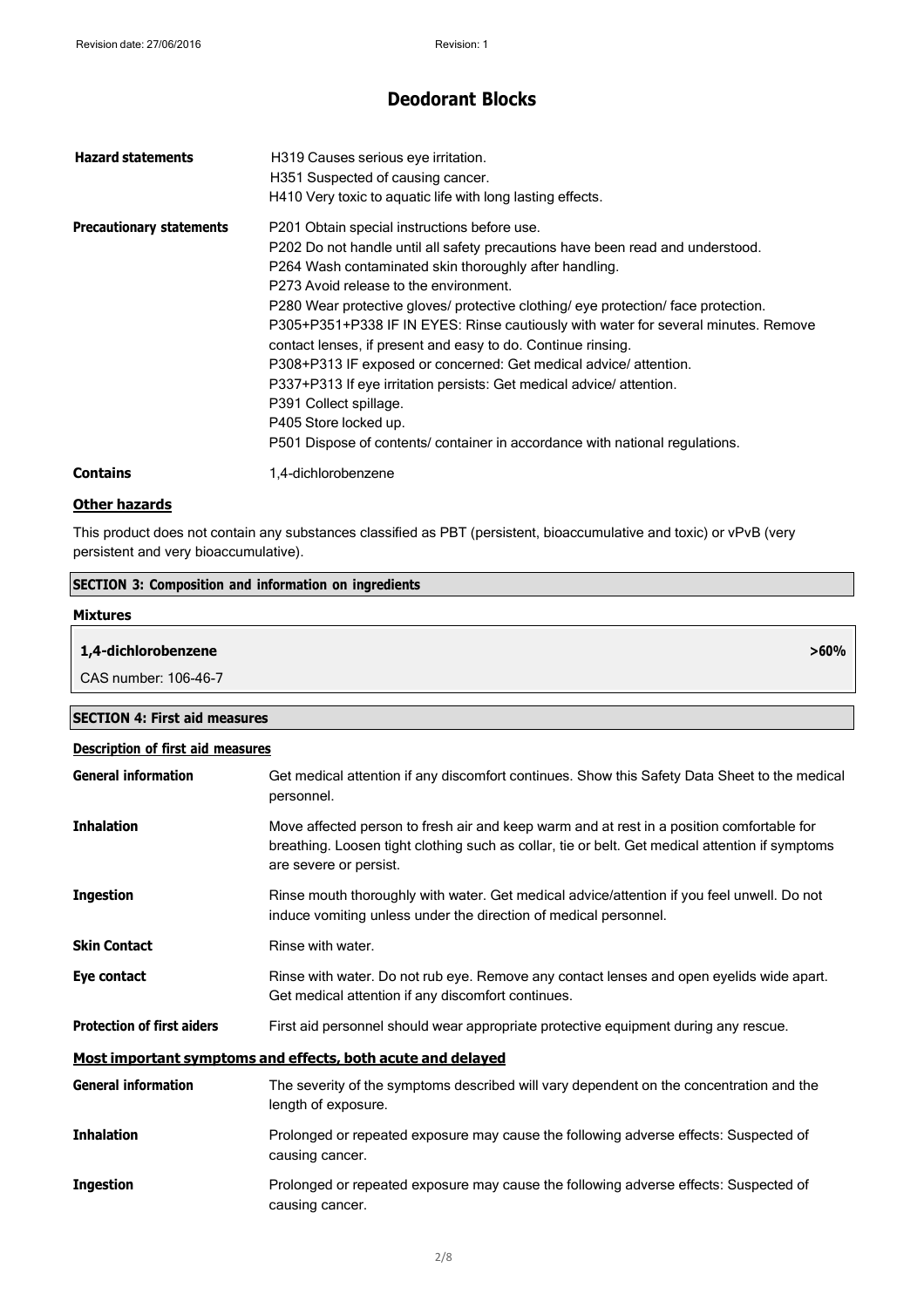| | |
|---|---|
| **Hazard statements** | H319 Causes serious eye irritation.<br>H351 Suspected of causing cancer.<br>H410 Very toxic to aquatic life with long lasting effects. |
| **Precautionary statements** | P201 Obtain special instructions before use.<br>P202 Do not handle until all safety precautions have been read and understood.<br>P264 Wash contaminated skin thoroughly after handling.<br>P273 Avoid release to the environment.<br>P280 Wear protective gloves/ protective clothing/ eye protection/ face protection.<br>P305+P351+P338 IF IN EYES: Rinse cautiously with water for several minutes. Remove contact lenses, if present and easy to do. Continue rinsing.<br>P308+P313 IF exposed or concerned: Get medical advice/ attention.<br>P337+P313 If eye irritation persists: Get medical advice/ attention.<br>P391 Collect spillage.<br>P405 Store locked up.<br>P501 Dispose of contents/ container in accordance with national regulations. |
| **Contains** | 1,4-dichlorobenzene |

**Other hazards**

This product does not contain any substances classified as PBT (persistent, bioaccumulative and toxic) or vPvB (very persistent and very bioaccumulative).

## SECTION 3: Composition and information on ingredients

**Mixtures**

| 1,4-dichlorobenzene | >60% |
|---|---|
| CAS number: 106-46-7 | |

## SECTION 4: First aid measures

**Description of first aid measures**

| | |
|---|---|
| **General information** | Get medical attention if any discomfort continues. Show this Safety Data Sheet to the medical personnel. |
| **Inhalation** | Move affected person to fresh air and keep warm and at rest in a position comfortable for breathing. Loosen tight clothing such as collar, tie or belt. Get medical attention if symptoms are severe or persist. |
| **Ingestion** | Rinse mouth thoroughly with water. Get medical advice/attention if you feel unwell. Do not induce vomiting unless under the direction of medical personnel. |
| **Skin Contact** | Rinse with water. |
| **Eye contact** | Rinse with water. Do not rub eye. Remove any contact lenses and open eyelids wide apart. Get medical attention if any discomfort continues. |
| **Protection of first aiders** | First aid personnel should wear appropriate protective equipment during any rescue. |

**Most important symptoms and effects, both acute and delayed**

| | |
|---|---|
| **General information** | The severity of the symptoms described will vary dependent on the concentration and the length of exposure. |
| **Inhalation** | Prolonged or repeated exposure may cause the following adverse effects: Suspected of causing cancer. |
| **Ingestion** | Prolonged or repeated exposure may cause the following adverse effects: Suspected of causing cancer. |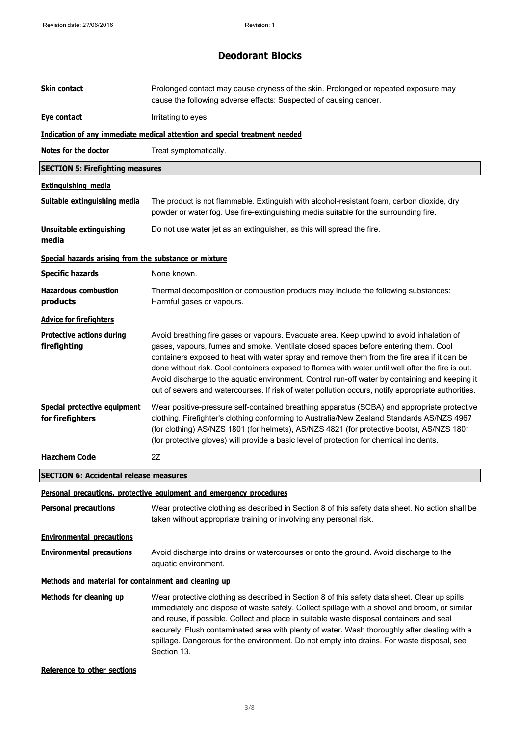# Deodorant Blocks

| | |
|---|---|
| **Skin contact** | Prolonged contact may cause dryness of the skin. Prolonged or repeated exposure may cause the following adverse effects: Suspected of causing cancer. |
| **Eye contact** | Irritating to eyes. |

**Indication of any immediate medical attention and special treatment needed**

| | |
|---|---|
| **Notes for the doctor** | Treat symptomatically. |

## SECTION 5: Firefighting measures

**Extinguishing media**

| | |
|---|---|
| **Suitable extinguishing media** | The product is not flammable. Extinguish with alcohol-resistant foam, carbon dioxide, dry powder or water fog. Use fire-extinguishing media suitable for the surrounding fire. |
| **Unsuitable extinguishing media** | Do not use water jet as an extinguisher, as this will spread the fire. |

**Special hazards arising from the substance or mixture**

| | |
|---|---|
| **Specific hazards** | None known. |
| **Hazardous combustion products** | Thermal decomposition or combustion products may include the following substances: Harmful gases or vapours. |

**Advice for firefighters**

| | |
|---|---|
| **Protective actions during firefighting** | Avoid breathing fire gases or vapours. Evacuate area. Keep upwind to avoid inhalation of gases, vapours, fumes and smoke. Ventilate closed spaces before entering them. Cool containers exposed to heat with water spray and remove them from the fire area if it can be done without risk. Cool containers exposed to flames with water until well after the fire is out. Avoid discharge to the aquatic environment. Control run-off water by containing and keeping it out of sewers and watercourses. If risk of water pollution occurs, notify appropriate authorities. |
| **Special protective equipment for firefighters** | Wear positive-pressure self-contained breathing apparatus (SCBA) and appropriate protective clothing. Firefighter's clothing conforming to Australia/New Zealand Standards AS/NZS 4967 (for clothing) AS/NZS 1801 (for helmets), AS/NZS 4821 (for protective boots), AS/NZS 1801 (for protective gloves) will provide a basic level of protection for chemical incidents. |
| **Hazchem Code** | 2Z |

## SECTION 6: Accidental release measures

**Personal precautions, protective equipment and emergency procedures**

| | |
|---|---|
| **Personal precautions** | Wear protective clothing as described in Section 8 of this safety data sheet. No action shall be taken without appropriate training or involving any personal risk. |

**Environmental precautions**

| | |
|---|---|
| **Environmental precautions** | Avoid discharge into drains or watercourses or onto the ground. Avoid discharge to the aquatic environment. |

**Methods and material for containment and cleaning up**

| | |
|---|---|
| **Methods for cleaning up** | Wear protective clothing as described in Section 8 of this safety data sheet. Clear up spills immediately and dispose of waste safely. Collect spillage with a shovel and broom, or similar and reuse, if possible. Collect and place in suitable waste disposal containers and seal securely. Flush contaminated area with plenty of water. Wash thoroughly after dealing with a spillage. Dangerous for the environment. Do not empty into drains. For waste disposal, see Section 13. |

**Reference to other sections**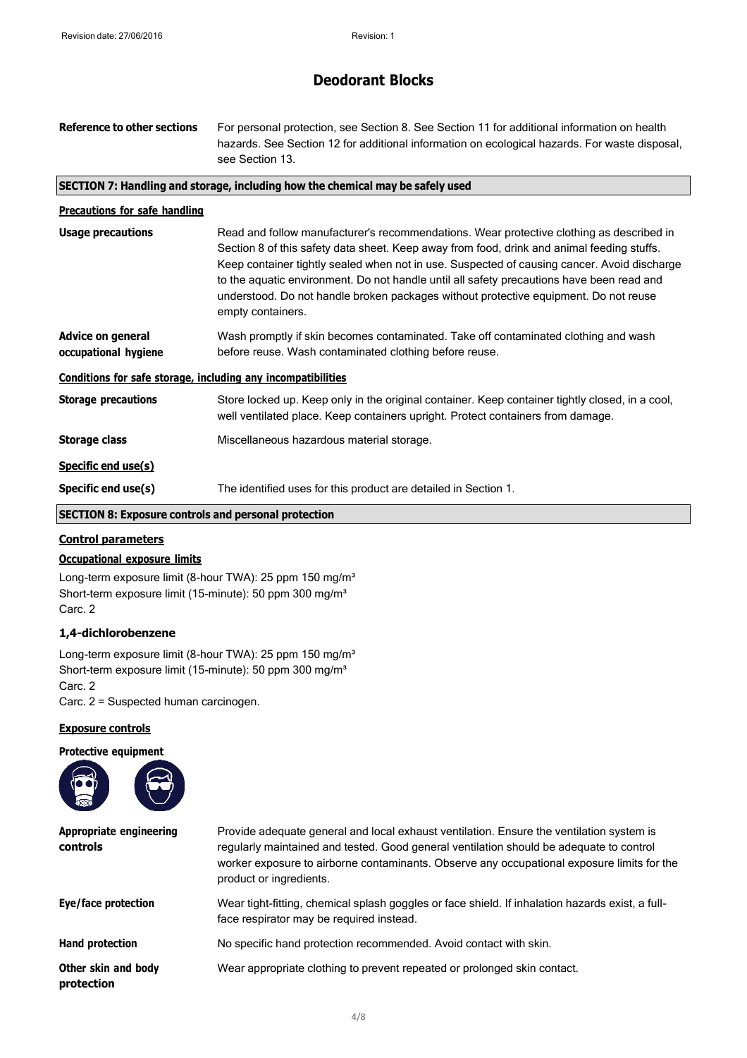# Deodorant Blocks

**Reference to other sections** For personal protection, see Section 8. See Section 11 for additional information on health hazards. See Section 12 for additional information on ecological hazards. For waste disposal, see Section 13.

## SECTION 7: Handling and storage, including how the chemical may be safely used

### Precautions for safe handling

**Usage precautions** Read and follow manufacturer's recommendations. Wear protective clothing as described in Section 8 of this safety data sheet. Keep away from food, drink and animal feeding stuffs. Keep container tightly sealed when not in use. Suspected of causing cancer. Avoid discharge to the aquatic environment. Do not handle until all safety precautions have been read and understood. Do not handle broken packages without protective equipment. Do not reuse empty containers.

**Advice on general occupational hygiene** Wash promptly if skin becomes contaminated. Take off contaminated clothing and wash before reuse. Wash contaminated clothing before reuse.

### Conditions for safe storage, including any incompatibilities

**Storage precautions** Store locked up. Keep only in the original container. Keep container tightly closed, in a cool, well ventilated place. Keep containers upright. Protect containers from damage.

**Storage class** Miscellaneous hazardous material storage.

### Specific end use(s)

**Specific end use(s)** The identified uses for this product are detailed in Section 1.

## SECTION 8: Exposure controls and personal protection

### Control parameters

#### Occupational exposure limits

Long-term exposure limit (8-hour TWA): 25 ppm 150 mg/m³
Short-term exposure limit (15-minute): 50 ppm 300 mg/m³
Carc. 2

#### 1,4-dichlorobenzene

Long-term exposure limit (8-hour TWA): 25 ppm 150 mg/m³
Short-term exposure limit (15-minute): 50 ppm 300 mg/m³
Carc. 2
Carc. 2 = Suspected human carcinogen.

### Exposure controls

**Protective equipment**

**Appropriate engineering controls** Provide adequate general and local exhaust ventilation. Ensure the ventilation system is regularly maintained and tested. Good general ventilation should be adequate to control worker exposure to airborne contaminants. Observe any occupational exposure limits for the product or ingredients.

**Eye/face protection** Wear tight-fitting, chemical splash goggles or face shield. If inhalation hazards exist, a full-face respirator may be required instead.

**Hand protection** No specific hand protection recommended. Avoid contact with skin.

**Other skin and body protection** Wear appropriate clothing to prevent repeated or prolonged skin contact.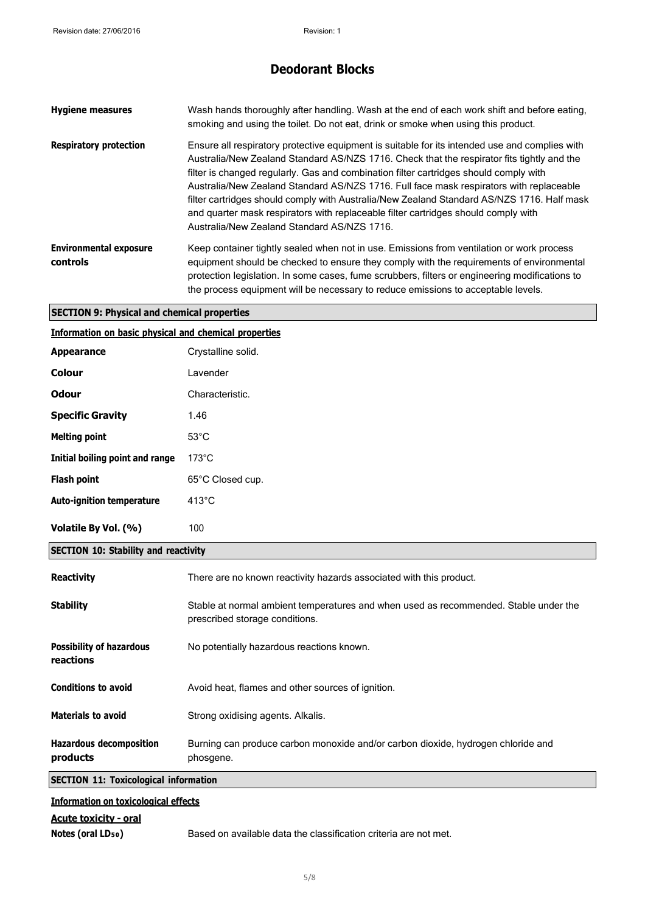# Deodorant Blocks

| | |
|---|---|
| **Hygiene measures** | Wash hands thoroughly after handling. Wash at the end of each work shift and before eating, smoking and using the toilet. Do not eat, drink or smoke when using this product. |
| **Respiratory protection** | Ensure all respiratory protective equipment is suitable for its intended use and complies with Australia/New Zealand Standard AS/NZS 1716. Check that the respirator fits tightly and the filter is changed regularly. Gas and combination filter cartridges should comply with Australia/New Zealand Standard AS/NZS 1716. Full face mask respirators with replaceable filter cartridges should comply with Australia/New Zealand Standard AS/NZS 1716. Half mask and quarter mask respirators with replaceable filter cartridges should comply with Australia/New Zealand Standard AS/NZS 1716. |
| **Environmental exposure controls** | Keep container tightly sealed when not in use. Emissions from ventilation or work process equipment should be checked to ensure they comply with the requirements of environmental protection legislation. In some cases, fume scrubbers, filters or engineering modifications to the process equipment will be necessary to reduce emissions to acceptable levels. |

## SECTION 9: Physical and chemical properties

### Information on basic physical and chemical properties

| | |
|---|---|
| **Appearance** | Crystalline solid. |
| **Colour** | Lavender |
| **Odour** | Characteristic. |
| **Specific Gravity** | 1.46 |
| **Melting point** | 53°C |
| **Initial boiling point and range** | 173°C |
| **Flash point** | 65°C Closed cup. |
| **Auto-ignition temperature** | 413°C |
| **Volatile By Vol. (%)** | 100 |

## SECTION 10: Stability and reactivity

| | |
|---|---|
| **Reactivity** | There are no known reactivity hazards associated with this product. |
| **Stability** | Stable at normal ambient temperatures and when used as recommended. Stable under the prescribed storage conditions. |
| **Possibility of hazardous reactions** | No potentially hazardous reactions known. |
| **Conditions to avoid** | Avoid heat, flames and other sources of ignition. |
| **Materials to avoid** | Strong oxidising agents. Alkalis. |
| **Hazardous decomposition products** | Burning can produce carbon monoxide and/or carbon dioxide, hydrogen chloride and phosgene. |

## SECTION 11: Toxicological information

### Information on toxicological effects

**Acute toxicity - oral**

**Notes (oral $LD_{50}$)** Based on available data the classification criteria are not met.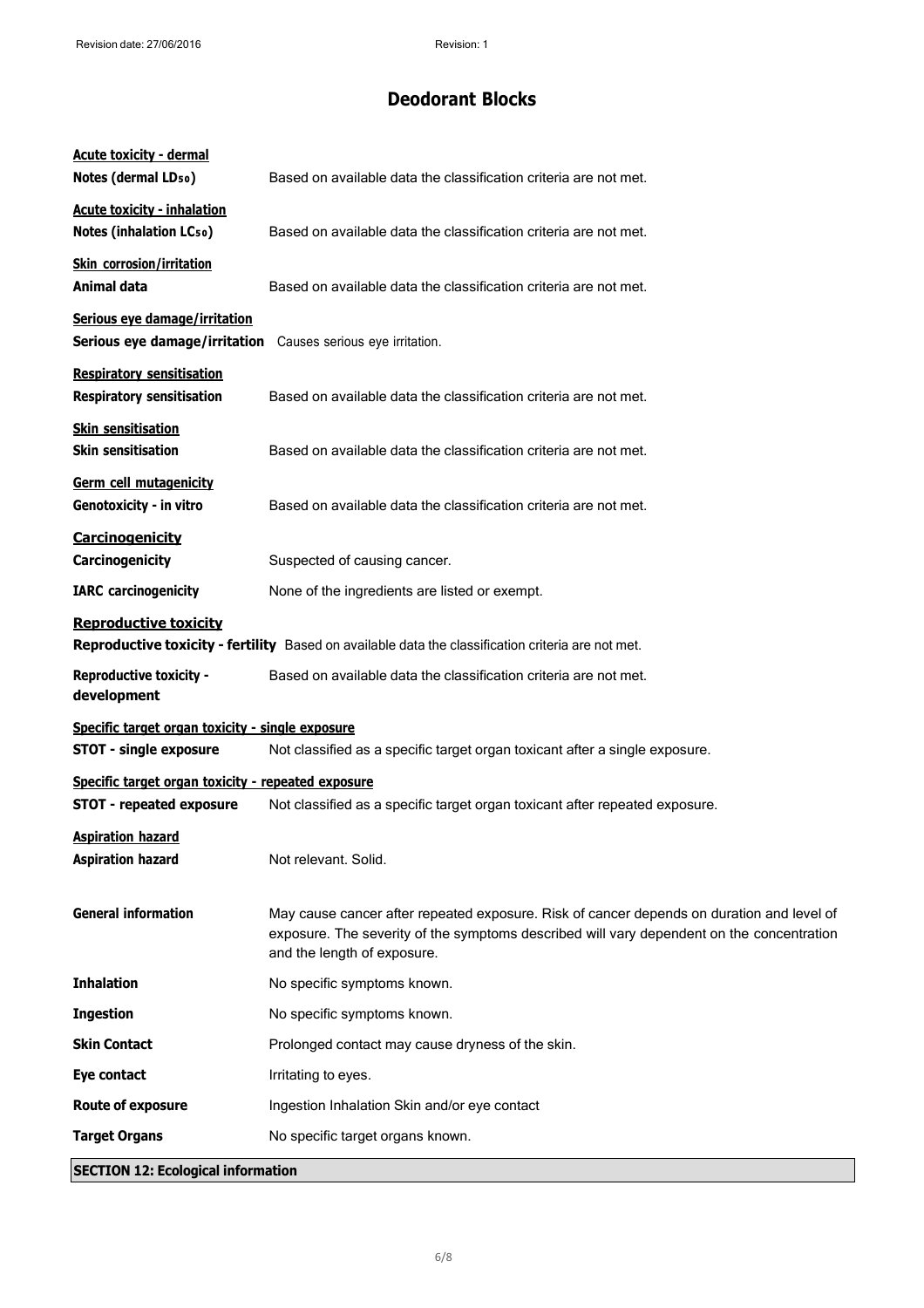# Deodorant Blocks

**Acute toxicity - dermal**

| | |
|---|---|
| **Notes (dermal $LD_{50}$)** | Based on available data the classification criteria are not met. |

**Acute toxicity - inhalation**

| | |
|---|---|
| **Notes (inhalation $LC_{50}$)** | Based on available data the classification criteria are not met. |

**Skin corrosion/irritation**

| | |
|---|---|
| **Animal data** | Based on available data the classification criteria are not met. |

**Serious eye damage/irritation**

| | |
|---|---|
| **Serious eye damage/irritation** | Causes serious eye irritation. |

**Respiratory sensitisation**

| | |
|---|---|
| **Respiratory sensitisation** | Based on available data the classification criteria are not met. |

**Skin sensitisation**

| | |
|---|---|
| **Skin sensitisation** | Based on available data the classification criteria are not met. |

**Germ cell mutagenicity**

| | |
|---|---|
| **Genotoxicity - in vitro** | Based on available data the classification criteria are not met. |

**Carcinogenicity**

| | |
|---|---|
| **Carcinogenicity** | Suspected of causing cancer. |
| **IARC carcinogenicity** | None of the ingredients are listed or exempt. |

**Reproductive toxicity**

| | |
|---|---|
| **Reproductive toxicity - fertility** | Based on available data the classification criteria are not met. |
| **Reproductive toxicity - development** | Based on available data the classification criteria are not met. |

**Specific target organ toxicity - single exposure**

| | |
|---|---|
| **STOT - single exposure** | Not classified as a specific target organ toxicant after a single exposure. |

**Specific target organ toxicity - repeated exposure**

| | |
|---|---|
| **STOT - repeated exposure** | Not classified as a specific target organ toxicant after repeated exposure. |

**Aspiration hazard**

| | |
|---|---|
| **Aspiration hazard** | Not relevant. Solid. |

| | |
|---|---|
| **General information** | May cause cancer after repeated exposure. Risk of cancer depends on duration and level of exposure. The severity of the symptoms described will vary dependent on the concentration and the length of exposure. |
| **Inhalation** | No specific symptoms known. |
| **Ingestion** | No specific symptoms known. |
| **Skin Contact** | Prolonged contact may cause dryness of the skin. |
| **Eye contact** | Irritating to eyes. |
| **Route of exposure** | Ingestion Inhalation Skin and/or eye contact |
| **Target Organs** | No specific target organs known. |

## SECTION 12: Ecological information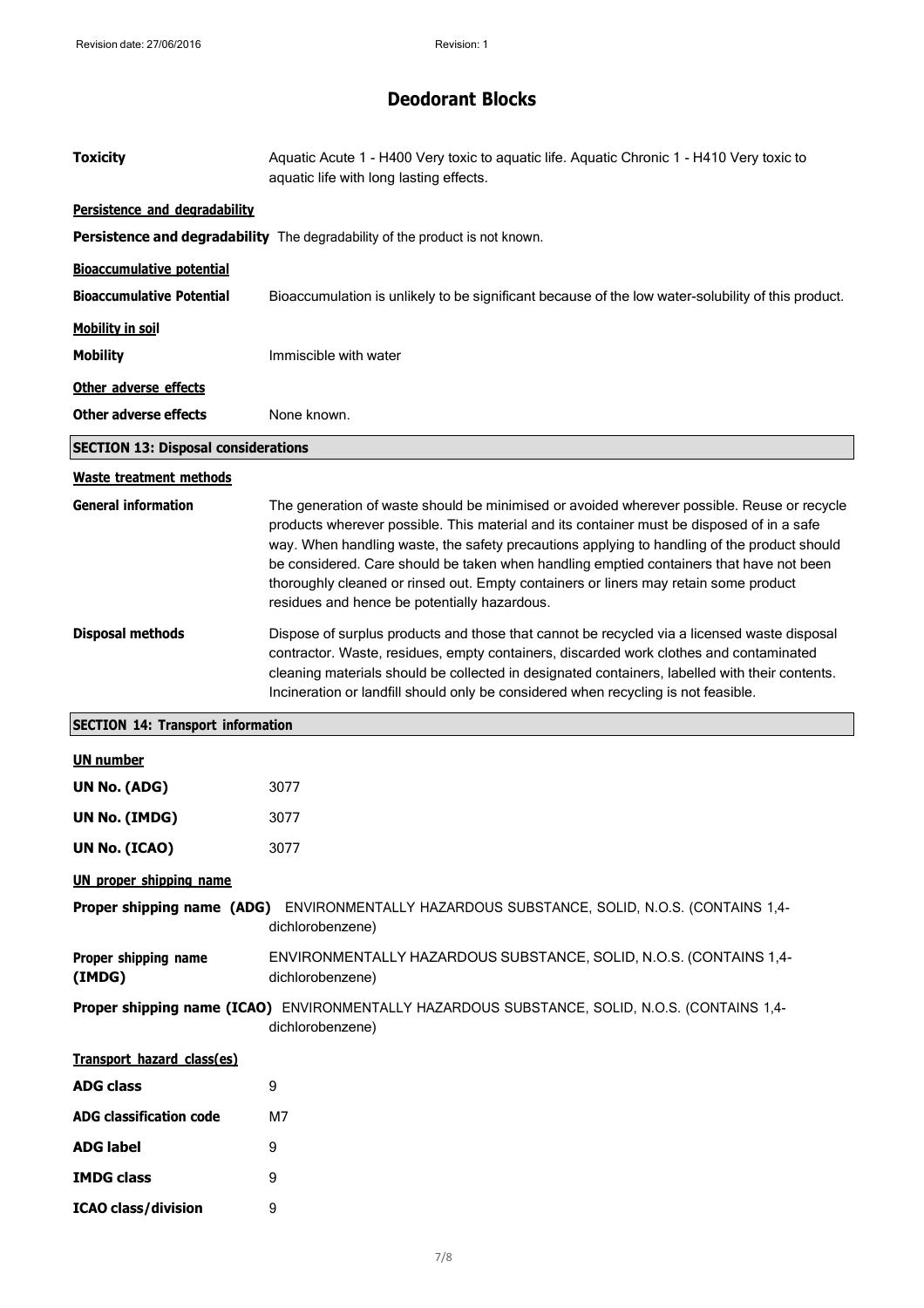# Deodorant Blocks

**Toxicity** Aquatic Acute 1 - H400 Very toxic to aquatic life. Aquatic Chronic 1 - H410 Very toxic to aquatic life with long lasting effects.

**Persistence and degradability**

**Persistence and degradability** The degradability of the product is not known.

**Bioaccumulative potential**

**Bioaccumulative Potential** Bioaccumulation is unlikely to be significant because of the low water-solubility of this product.

**Mobility in soil**

**Mobility** Immiscible with water

**Other adverse effects**

**Other adverse effects** None known.

## SECTION 13: Disposal considerations

**Waste treatment methods**

**General information** The generation of waste should be minimised or avoided wherever possible. Reuse or recycle products wherever possible. This material and its container must be disposed of in a safe way. When handling waste, the safety precautions applying to handling of the product should be considered. Care should be taken when handling emptied containers that have not been thoroughly cleaned or rinsed out. Empty containers or liners may retain some product residues and hence be potentially hazardous.

**Disposal methods** Dispose of surplus products and those that cannot be recycled via a licensed waste disposal contractor. Waste, residues, empty containers, discarded work clothes and contaminated cleaning materials should be collected in designated containers, labelled with their contents. Incineration or landfill should only be considered when recycling is not feasible.

## SECTION 14: Transport information

**UN number**

**UN No. (ADG)** 3077

**UN No. (IMDG)** 3077

**UN No. (ICAO)** 3077

**UN proper shipping name**

**Proper shipping name (ADG)** ENVIRONMENTALLY HAZARDOUS SUBSTANCE, SOLID, N.O.S. (CONTAINS 1,4-dichlorobenzene)

**Proper shipping name (IMDG)** ENVIRONMENTALLY HAZARDOUS SUBSTANCE, SOLID, N.O.S. (CONTAINS 1,4-dichlorobenzene)

**Proper shipping name (ICAO)** ENVIRONMENTALLY HAZARDOUS SUBSTANCE, SOLID, N.O.S. (CONTAINS 1,4-dichlorobenzene)

**Transport hazard class(es)**

**ADG class** 9

**ADG classification code** M7

**ADG label** 9

**IMDG class** 9

**ICAO class/division** 9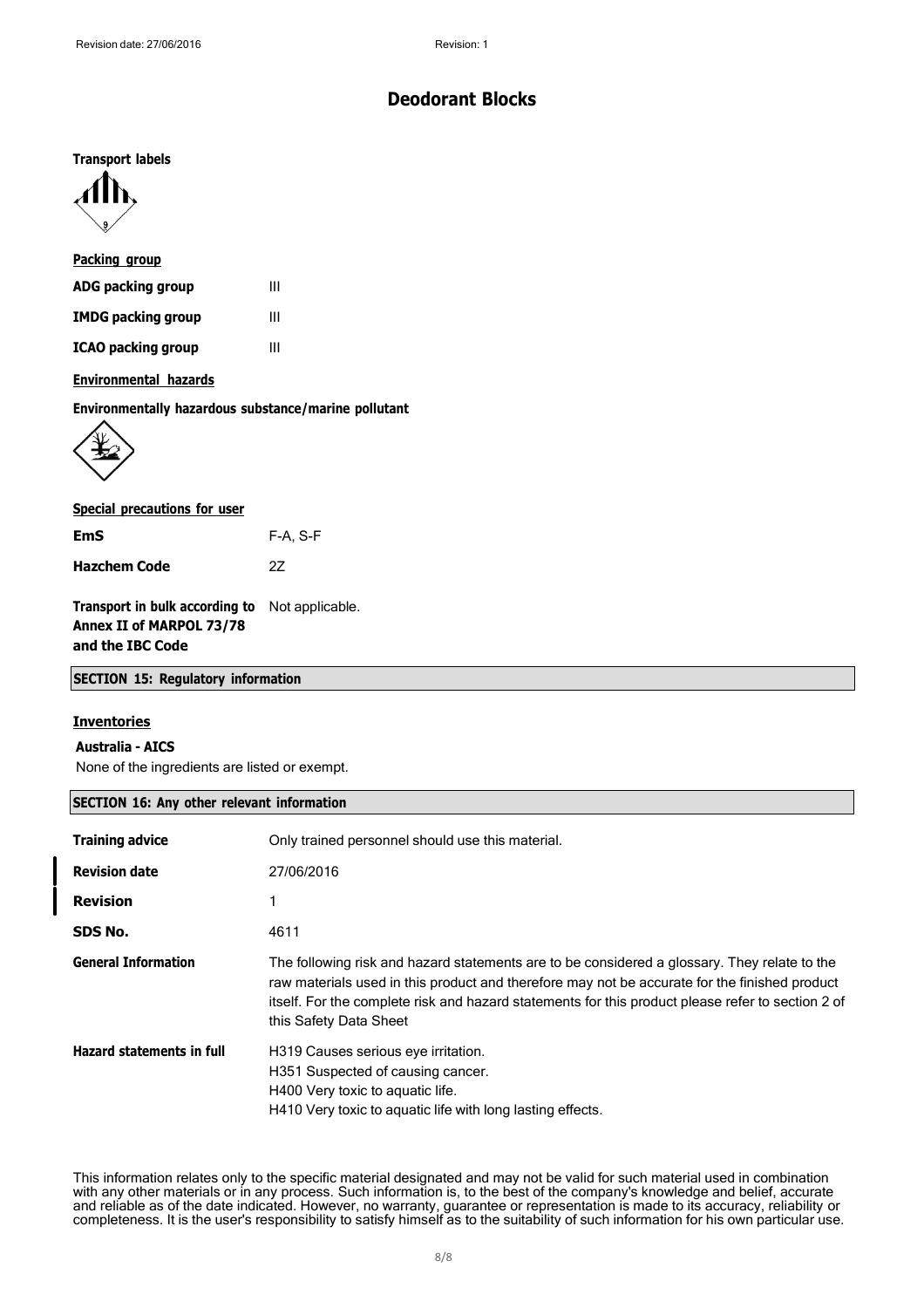**Transport labels**

**Packing group**

| | |
|---|---|
| **ADG packing group** | III |
| **IMDG packing group** | III |
| **ICAO packing group** | III |

**Environmental hazards**

**Environmentally hazardous substance/marine pollutant**

**Special precautions for user**

| | |
|---|---|
| **EmS** | F-A, S-F |
| **Hazchem Code** | 2Z |
| **Transport in bulk according to Annex II of MARPOL 73/78 and the IBC Code** | Not applicable. |

## SECTION 15: Regulatory information

**Inventories**

**Australia - AICS**

None of the ingredients are listed or exempt.

## SECTION 16: Any other relevant information

| | |
|---|---|
| **Training advice** | Only trained personnel should use this material. |
| **Revision date** | 27/06/2016 |
| **Revision** | 1 |
| **SDS No.** | 4611 |
| **General Information** | The following risk and hazard statements are to be considered a glossary. They relate to the raw materials used in this product and therefore may not be accurate for the finished product itself. For the complete risk and hazard statements for this product please refer to section 2 of this Safety Data Sheet |
| **Hazard statements in full** | H319 Causes serious eye irritation.<br>H351 Suspected of causing cancer.<br>H400 Very toxic to aquatic life.<br>H410 Very toxic to aquatic life with long lasting effects. |

This information relates only to the specific material designated and may not be valid for such material used in combination with any other materials or in any process. Such information is, to the best of the company's knowledge and belief, accurate and reliable as of the date indicated. However, no warranty, guarantee or representation is made to its accuracy, reliability or completeness. It is the user's responsibility to satisfy himself as to the suitability of such information for his own particular use.